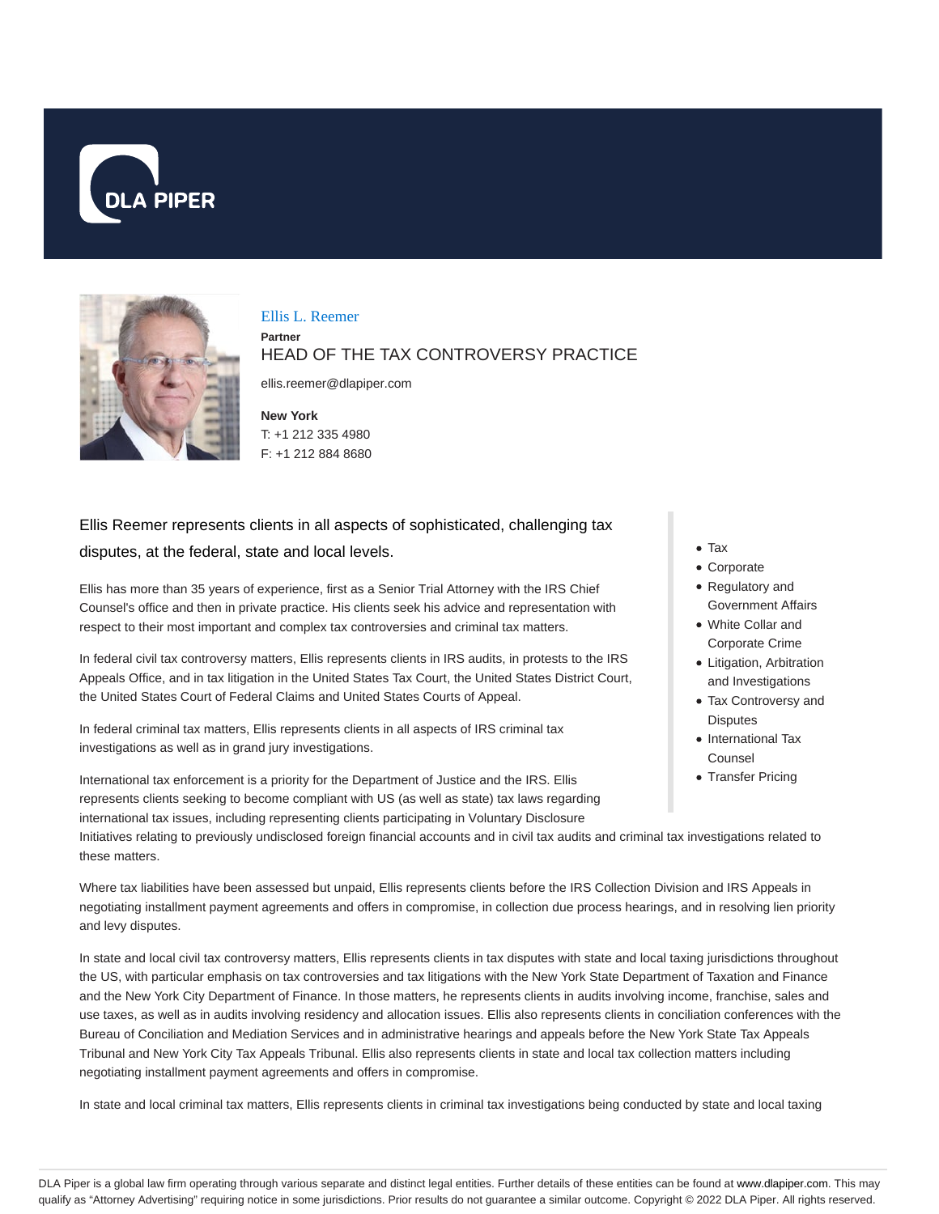# Ellis L. Reemer

**Partner**

HEAD OF THE TAX CONTROVERSY PRACTICE

ellis.reemer@dlapiper.com

**New York**

T: +1 212 335 4980

F: +1 212 884 8680

- Tax
- Corporate
- Regulatory and Government Affairs
- White Collar and Corporate Crime
- Litigation, Arbitration and Investigations
- Tax Controversy and Disputes
- International Tax Counsel
- Transfer Pricing

Ellis Reemer represents clients in all aspects of sophisticated, challenging tax disputes, at the federal, state and local levels.

Ellis has more than 35 years of experience, first as a Senior Trial Attorney with the IRS Chief Counsel's office and then in private practice. His clients seek his advice and representation with respect to their most important and complex tax controversies and criminal tax matters.

In federal civil tax controversy matters, Ellis represents clients in IRS audits, in protests to the IRS Appeals Office, and in tax litigation in the United States Tax Court, the United States District Court, the United States Court of Federal Claims and United States Courts of Appeal.

In federal criminal tax matters, Ellis represents clients in all aspects of IRS criminal tax investigations as well as in grand jury investigations.

International tax enforcement is a priority for the Department of Justice and the IRS. Ellis represents clients seeking to become compliant with US (as well as state) tax laws regarding international tax issues, including representing clients participating in Voluntary Disclosure Initiatives relating to previously undisclosed foreign financial accounts and in civil tax audits and criminal tax investigations related to these matters.

Where tax liabilities have been assessed but unpaid, Ellis represents clients before the IRS Collection Division and IRS Appeals in negotiating installment payment agreements and offers in compromise, in collection due process hearings, and in resolving lien priority and levy disputes.

In state and local civil tax controversy matters, Ellis represents clients in tax disputes with state and local taxing jurisdictions throughout the US, with particular emphasis on tax controversies and tax litigations with the New York State Department of Taxation and Finance and the New York City Department of Finance. In those matters, he represents clients in audits involving income, franchise, sales and use taxes, as well as in audits involving residency and allocation issues. Ellis also represents clients in conciliation conferences with the Bureau of Conciliation and Mediation Services and in administrative hearings and appeals before the New York State Tax Appeals Tribunal and New York City Tax Appeals Tribunal. Ellis also represents clients in state and local tax collection matters including negotiating installment payment agreements and offers in compromise.

In state and local criminal tax matters, Ellis represents clients in criminal tax investigations being conducted by state and local taxing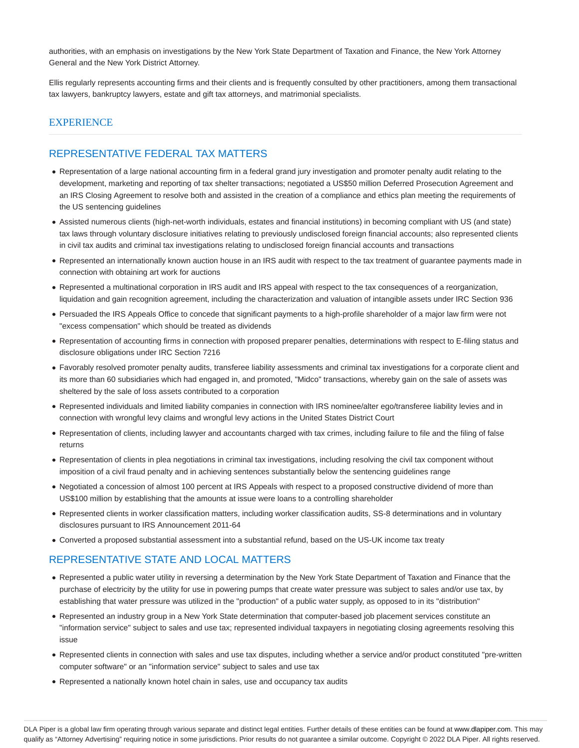authorities, with an emphasis on investigations by the New York State Department of Taxation and Finance, the New York Attorney General and the New York District Attorney.

Ellis regularly represents accounting firms and their clients and is frequently consulted by other practitioners, among them transactional tax lawyers, bankruptcy lawyers, estate and gift tax attorneys, and matrimonial specialists.

## EXPERIENCE

### REPRESENTATIVE FEDERAL TAX MATTERS

- Representation of a large national accounting firm in a federal grand jury investigation and promoter penalty audit relating to the development, marketing and reporting of tax shelter transactions; negotiated a US$50 million Deferred Prosecution Agreement and an IRS Closing Agreement to resolve both and assisted in the creation of a compliance and ethics plan meeting the requirements of the US sentencing guidelines
- Assisted numerous clients (high-net-worth individuals, estates and financial institutions) in becoming compliant with US (and state) tax laws through voluntary disclosure initiatives relating to previously undisclosed foreign financial accounts; also represented clients in civil tax audits and criminal tax investigations relating to undisclosed foreign financial accounts and transactions
- Represented an internationally known auction house in an IRS audit with respect to the tax treatment of guarantee payments made in connection with obtaining art work for auctions
- Represented a multinational corporation in IRS audit and IRS appeal with respect to the tax consequences of a reorganization, liquidation and gain recognition agreement, including the characterization and valuation of intangible assets under IRC Section 936
- Persuaded the IRS Appeals Office to concede that significant payments to a high-profile shareholder of a major law firm were not "excess compensation" which should be treated as dividends
- Representation of accounting firms in connection with proposed preparer penalties, determinations with respect to E-filing status and disclosure obligations under IRC Section 7216
- Favorably resolved promoter penalty audits, transferee liability assessments and criminal tax investigations for a corporate client and its more than 60 subsidiaries which had engaged in, and promoted, "Midco" transactions, whereby gain on the sale of assets was sheltered by the sale of loss assets contributed to a corporation
- Represented individuals and limited liability companies in connection with IRS nominee/alter ego/transferee liability levies and in connection with wrongful levy claims and wrongful levy actions in the United States District Court
- Representation of clients, including lawyer and accountants charged with tax crimes, including failure to file and the filing of false returns
- Representation of clients in plea negotiations in criminal tax investigations, including resolving the civil tax component without imposition of a civil fraud penalty and in achieving sentences substantially below the sentencing guidelines range
- Negotiated a concession of almost 100 percent at IRS Appeals with respect to a proposed constructive dividend of more than US$100 million by establishing that the amounts at issue were loans to a controlling shareholder
- Represented clients in worker classification matters, including worker classification audits, SS-8 determinations and in voluntary disclosures pursuant to IRS Announcement 2011-64
- Converted a proposed substantial assessment into a substantial refund, based on the US-UK income tax treaty

### REPRESENTATIVE STATE AND LOCAL MATTERS

- Represented a public water utility in reversing a determination by the New York State Department of Taxation and Finance that the purchase of electricity by the utility for use in powering pumps that create water pressure was subject to sales and/or use tax, by establishing that water pressure was utilized in the "production" of a public water supply, as opposed to in its "distribution"
- Represented an industry group in a New York State determination that computer-based job placement services constitute an "information service" subject to sales and use tax; represented individual taxpayers in negotiating closing agreements resolving this issue
- Represented clients in connection with sales and use tax disputes, including whether a service and/or product constituted "pre-written computer software" or an "information service" subject to sales and use tax
- Represented a nationally known hotel chain in sales, use and occupancy tax audits

DLA Piper is a global law firm operating through various separate and distinct legal entities. Further details of these entities can be found at www.dlapiper.com. This may qualify as "Attorney Advertising" requiring notice in some jurisdictions. Prior results do not guarantee a similar outcome. Copyright © 2022 DLA Piper. All rights reserved.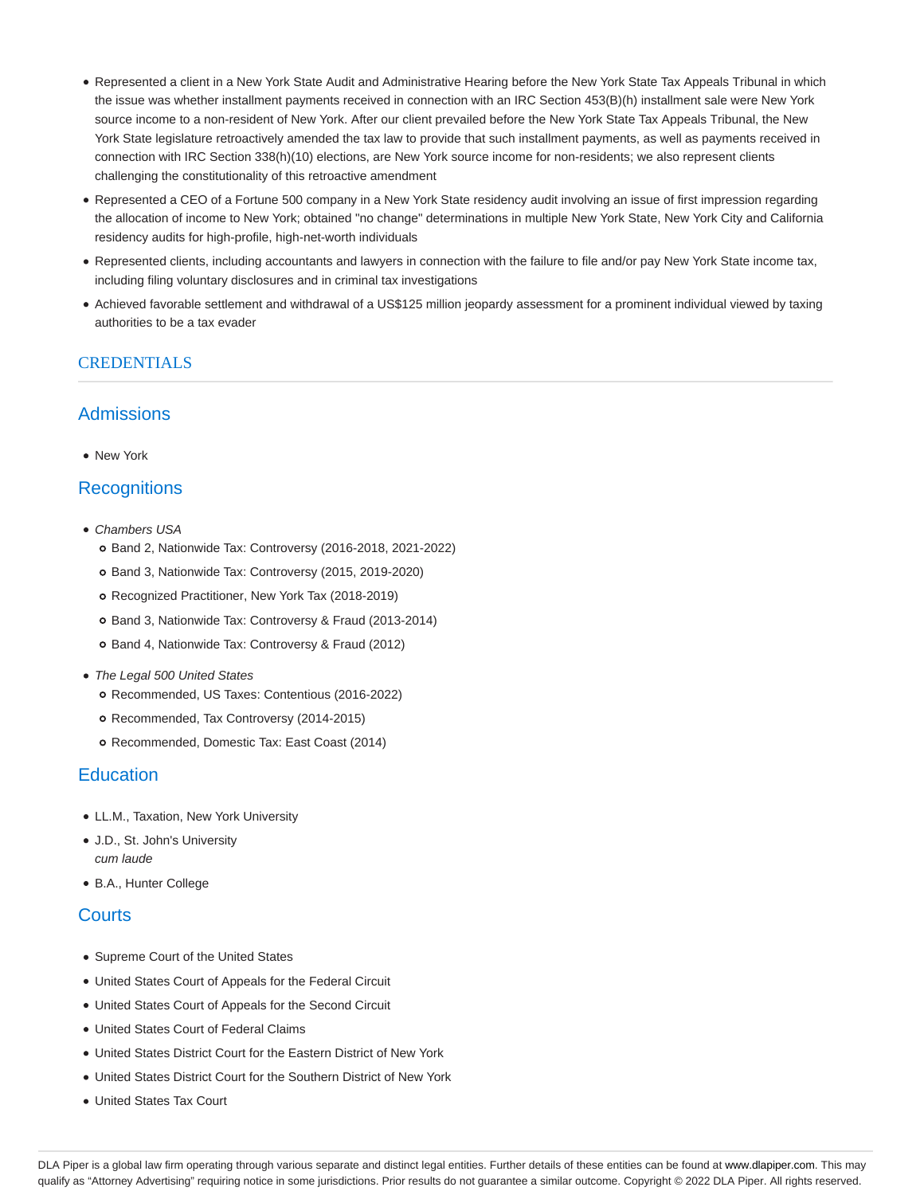- Represented a client in a New York State Audit and Administrative Hearing before the New York State Tax Appeals Tribunal in which the issue was whether installment payments received in connection with an IRC Section 453(B)(h) installment sale were New York source income to a non-resident of New York. After our client prevailed before the New York State Tax Appeals Tribunal, the New York State legislature retroactively amended the tax law to provide that such installment payments, as well as payments received in connection with IRC Section 338(h)(10) elections, are New York source income for non-residents; we also represent clients challenging the constitutionality of this retroactive amendment
- Represented a CEO of a Fortune 500 company in a New York State residency audit involving an issue of first impression regarding the allocation of income to New York; obtained "no change" determinations in multiple New York State, New York City and California residency audits for high-profile, high-net-worth individuals
- Represented clients, including accountants and lawyers in connection with the failure to file and/or pay New York State income tax, including filing voluntary disclosures and in criminal tax investigations
- Achieved favorable settlement and withdrawal of a US$125 million jeopardy assessment for a prominent individual viewed by taxing authorities to be a tax evader

## CREDENTIALS

### Admissions

- New York

### Recognitions

- *Chambers USA*
  - Band 2, Nationwide Tax: Controversy (2016-2018, 2021-2022)
  - Band 3, Nationwide Tax: Controversy (2015, 2019-2020)
  - Recognized Practitioner, New York Tax (2018-2019)
  - Band 3, Nationwide Tax: Controversy & Fraud (2013-2014)
  - Band 4, Nationwide Tax: Controversy & Fraud (2012)
- *The Legal 500 United States*
  - Recommended, US Taxes: Contentious (2016-2022)
  - Recommended, Tax Controversy (2014-2015)
  - Recommended, Domestic Tax: East Coast (2014)

### Education

- LL.M., Taxation, New York University
- J.D., St. John's University
  *cum laude*
- B.A., Hunter College

### Courts

- Supreme Court of the United States
- United States Court of Appeals for the Federal Circuit
- United States Court of Appeals for the Second Circuit
- United States Court of Federal Claims
- United States District Court for the Eastern District of New York
- United States District Court for the Southern District of New York
- United States Tax Court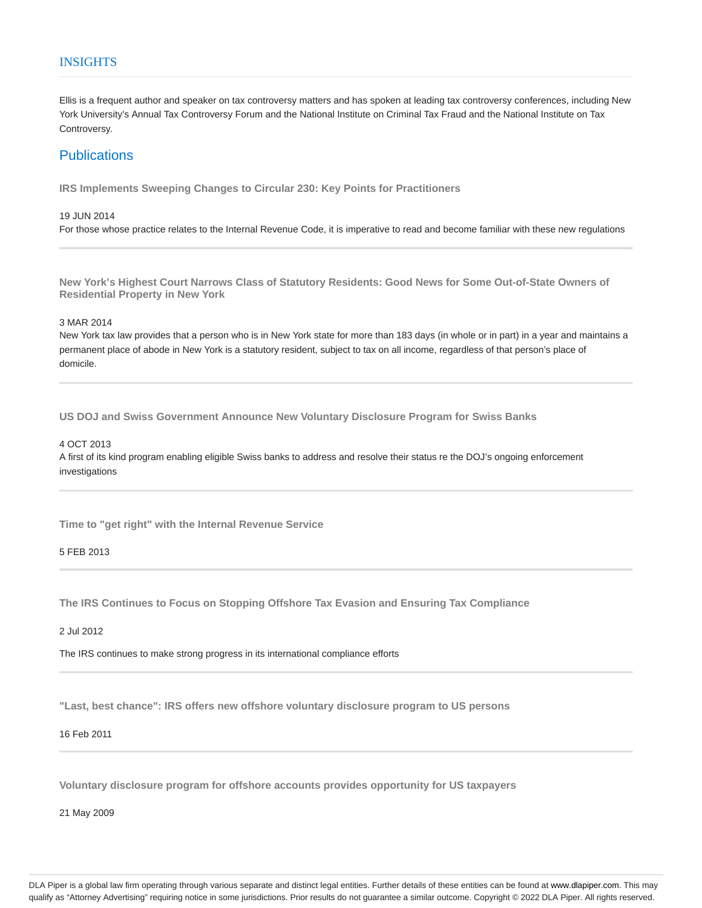## INSIGHTS

Ellis is a frequent author and speaker on tax controversy matters and has spoken at leading tax controversy conferences, including New York University's Annual Tax Controversy Forum and the National Institute on Criminal Tax Fraud and the National Institute on Tax Controversy.

## Publications

**IRS Implements Sweeping Changes to Circular 230: Key Points for Practitioners**

19 JUN 2014

For those whose practice relates to the Internal Revenue Code, it is imperative to read and become familiar with these new regulations

---

**New York's Highest Court Narrows Class of Statutory Residents: Good News for Some Out-of-State Owners of Residential Property in New York**

3 MAR 2014

New York tax law provides that a person who is in New York state for more than 183 days (in whole or in part) in a year and maintains a permanent place of abode in New York is a statutory resident, subject to tax on all income, regardless of that person's place of domicile.

---

**US DOJ and Swiss Government Announce New Voluntary Disclosure Program for Swiss Banks**

4 OCT 2013

A first of its kind program enabling eligible Swiss banks to address and resolve their status re the DOJ's ongoing enforcement investigations

---

**Time to "get right" with the Internal Revenue Service**

5 FEB 2013

---

**The IRS Continues to Focus on Stopping Offshore Tax Evasion and Ensuring Tax Compliance**

2 Jul 2012

The IRS continues to make strong progress in its international compliance efforts

---

**"Last, best chance": IRS offers new offshore voluntary disclosure program to US persons**

16 Feb 2011

---

**Voluntary disclosure program for offshore accounts provides opportunity for US taxpayers**

21 May 2009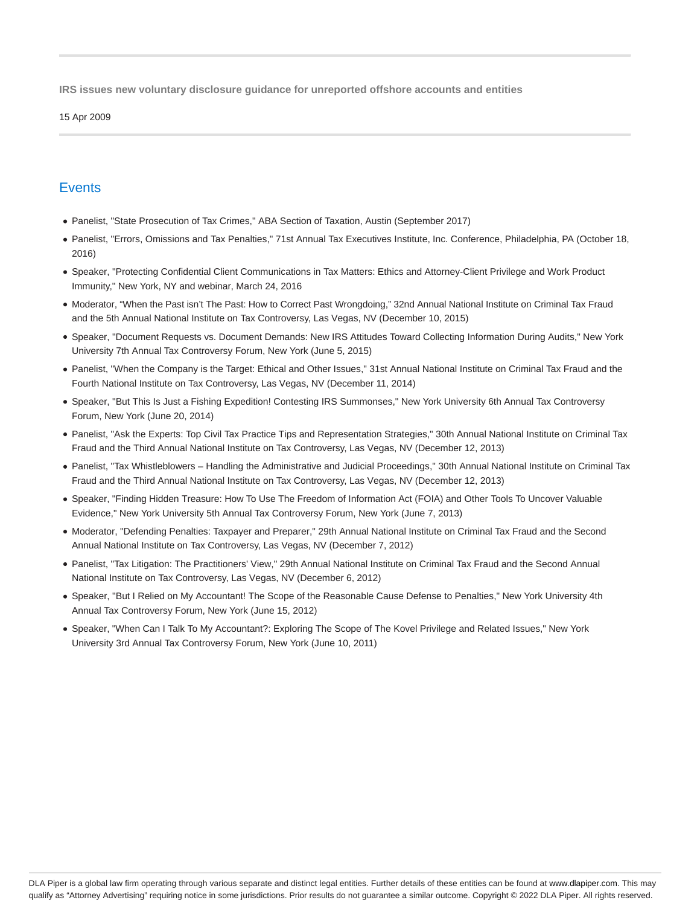**IRS issues new voluntary disclosure guidance for unreported offshore accounts and entities**

15 Apr 2009

## Events

- Panelist, "State Prosecution of Tax Crimes," ABA Section of Taxation, Austin (September 2017)
- Panelist, "Errors, Omissions and Tax Penalties," 71st Annual Tax Executives Institute, Inc. Conference, Philadelphia, PA (October 18, 2016)
- Speaker, "Protecting Confidential Client Communications in Tax Matters: Ethics and Attorney-Client Privilege and Work Product Immunity," New York, NY and webinar, March 24, 2016
- Moderator, "When the Past isn't The Past: How to Correct Past Wrongdoing," 32nd Annual National Institute on Criminal Tax Fraud and the 5th Annual National Institute on Tax Controversy, Las Vegas, NV (December 10, 2015)
- Speaker, "Document Requests vs. Document Demands: New IRS Attitudes Toward Collecting Information During Audits," New York University 7th Annual Tax Controversy Forum, New York (June 5, 2015)
- Panelist, "When the Company is the Target: Ethical and Other Issues," 31st Annual National Institute on Criminal Tax Fraud and the Fourth National Institute on Tax Controversy, Las Vegas, NV (December 11, 2014)
- Speaker, "But This Is Just a Fishing Expedition! Contesting IRS Summonses," New York University 6th Annual Tax Controversy Forum, New York (June 20, 2014)
- Panelist, "Ask the Experts: Top Civil Tax Practice Tips and Representation Strategies," 30th Annual National Institute on Criminal Tax Fraud and the Third Annual National Institute on Tax Controversy, Las Vegas, NV (December 12, 2013)
- Panelist, "Tax Whistleblowers – Handling the Administrative and Judicial Proceedings," 30th Annual National Institute on Criminal Tax Fraud and the Third Annual National Institute on Tax Controversy, Las Vegas, NV (December 12, 2013)
- Speaker, "Finding Hidden Treasure: How To Use The Freedom of Information Act (FOIA) and Other Tools To Uncover Valuable Evidence," New York University 5th Annual Tax Controversy Forum, New York (June 7, 2013)
- Moderator, "Defending Penalties: Taxpayer and Preparer," 29th Annual National Institute on Criminal Tax Fraud and the Second Annual National Institute on Tax Controversy, Las Vegas, NV (December 7, 2012)
- Panelist, "Tax Litigation: The Practitioners' View," 29th Annual National Institute on Criminal Tax Fraud and the Second Annual National Institute on Tax Controversy, Las Vegas, NV (December 6, 2012)
- Speaker, "But I Relied on My Accountant! The Scope of the Reasonable Cause Defense to Penalties," New York University 4th Annual Tax Controversy Forum, New York (June 15, 2012)
- Speaker, "When Can I Talk To My Accountant?: Exploring The Scope of The Kovel Privilege and Related Issues," New York University 3rd Annual Tax Controversy Forum, New York (June 10, 2011)